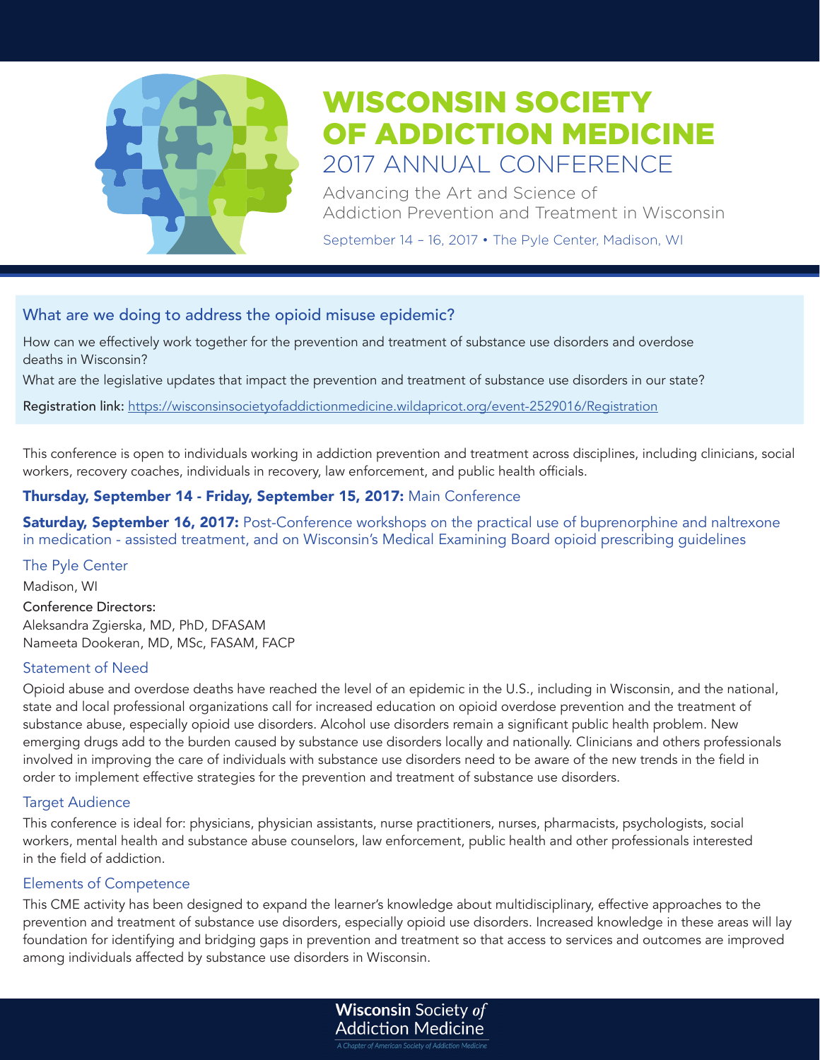# WISCONSIN SOCIETY OF ADDICTION MEDICINE

## 2017 ANNUAL CONFERENCE

Advancing the Art and Science of Addiction Prevention and Treatment in Wisconsin

September 14 – 16, 2017 • The Pyle Center, Madison, WI

### What are we doing to address the opioid misuse epidemic?

How can we effectively work together for the prevention and treatment of substance use disorders and overdose deaths in Wisconsin?

What are the legislative updates that impact the prevention and treatment of substance use disorders in our state?

Registration link: https://wisconsinsocietyofaddictionmedicine.wildapricot.org/event-2529016/Registration

This conference is open to individuals working in addiction prevention and treatment across disciplines, including clinicians, social workers, recovery coaches, individuals in recovery, law enforcement, and public health officials.

**Thursday, September 14 - Friday, September 15, 2017:** Main Conference

**Saturday, September 16, 2017:** Post-Conference workshops on the practical use of buprenorphine and naltrexone in medication - assisted treatment, and on Wisconsin's Medical Examining Board opioid prescribing guidelines

### The Pyle Center

Madison, WI

Conference Directors:
Aleksandra Zgierska, MD, PhD, DFASAM
Nameeta Dookeran, MD, MSc, FASAM, FACP

### Statement of Need

Opioid abuse and overdose deaths have reached the level of an epidemic in the U.S., including in Wisconsin, and the national, state and local professional organizations call for increased education on opioid overdose prevention and the treatment of substance abuse, especially opioid use disorders. Alcohol use disorders remain a significant public health problem. New emerging drugs add to the burden caused by substance use disorders locally and nationally. Clinicians and others professionals involved in improving the care of individuals with substance use disorders need to be aware of the new trends in the field in order to implement effective strategies for the prevention and treatment of substance use disorders.

### Target Audience

This conference is ideal for: physicians, physician assistants, nurse practitioners, nurses, pharmacists, psychologists, social workers, mental health and substance abuse counselors, law enforcement, public health and other professionals interested in the field of addiction.

### Elements of Competence

This CME activity has been designed to expand the learner's knowledge about multidisciplinary, effective approaches to the prevention and treatment of substance use disorders, especially opioid use disorders. Increased knowledge in these areas will lay foundation for identifying and bridging gaps in prevention and treatment so that access to services and outcomes are improved among individuals affected by substance use disorders in Wisconsin.

**Wisconsin** Society *of* Addiction Medicine

*A Chapter of American Society of Addiction Medicine*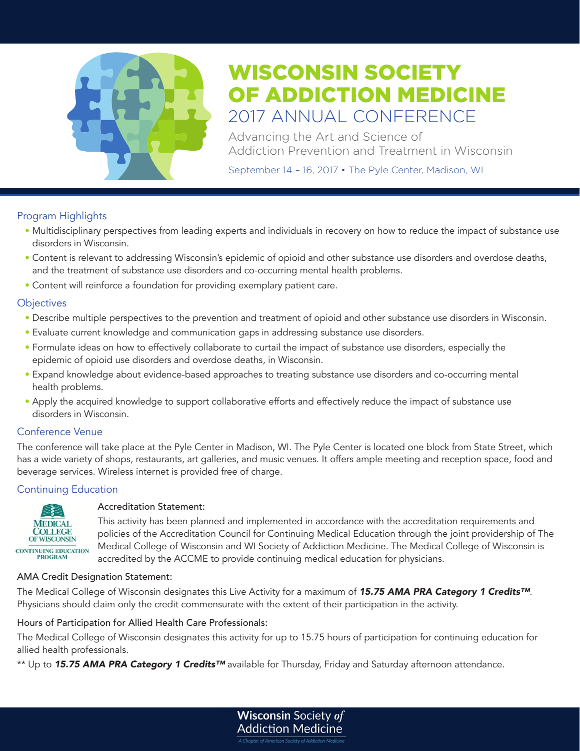# WISCONSIN SOCIETY OF ADDICTION MEDICINE

## 2017 ANNUAL CONFERENCE

Advancing the Art and Science of Addiction Prevention and Treatment in Wisconsin

September 14 – 16, 2017 • The Pyle Center, Madison, WI

### Program Highlights

- Multidisciplinary perspectives from leading experts and individuals in recovery on how to reduce the impact of substance use disorders in Wisconsin.
- Content is relevant to addressing Wisconsin's epidemic of opioid and other substance use disorders and overdose deaths, and the treatment of substance use disorders and co-occurring mental health problems.
- Content will reinforce a foundation for providing exemplary patient care.

### Objectives

- Describe multiple perspectives to the prevention and treatment of opioid and other substance use disorders in Wisconsin.
- Evaluate current knowledge and communication gaps in addressing substance use disorders.
- Formulate ideas on how to effectively collaborate to curtail the impact of substance use disorders, especially the epidemic of opioid use disorders and overdose deaths, in Wisconsin.
- Expand knowledge about evidence-based approaches to treating substance use disorders and co-occurring mental health problems.
- Apply the acquired knowledge to support collaborative efforts and effectively reduce the impact of substance use disorders in Wisconsin.

### Conference Venue

The conference will take place at the Pyle Center in Madison, WI. The Pyle Center is located one block from State Street, which has a wide variety of shops, restaurants, art galleries, and music venues. It offers ample meeting and reception space, food and beverage services. Wireless internet is provided free of charge.

### Continuing Education

MEDICAL COLLEGE OF WISCONSIN
CONTINUING EDUCATION PROGRAM

**Accreditation Statement:**

This activity has been planned and implemented in accordance with the accreditation requirements and policies of the Accreditation Council for Continuing Medical Education through the joint providership of The Medical College of Wisconsin and WI Society of Addiction Medicine. The Medical College of Wisconsin is accredited by the ACCME to provide continuing medical education for physicians.

**AMA Credit Designation Statement:**

The Medical College of Wisconsin designates this Live Activity for a maximum of ***15.75 AMA PRA Category 1 Credits™***. Physicians should claim only the credit commensurate with the extent of their participation in the activity.

**Hours of Participation for Allied Health Care Professionals:**

The Medical College of Wisconsin designates this activity for up to 15.75 hours of participation for continuing education for allied health professionals.

** Up to ***15.75 AMA PRA Category 1 Credits™*** available for Thursday, Friday and Saturday afternoon attendance.

Wisconsin Society *of* Addiction Medicine
*A Chapter of American Society of Addiction Medicine*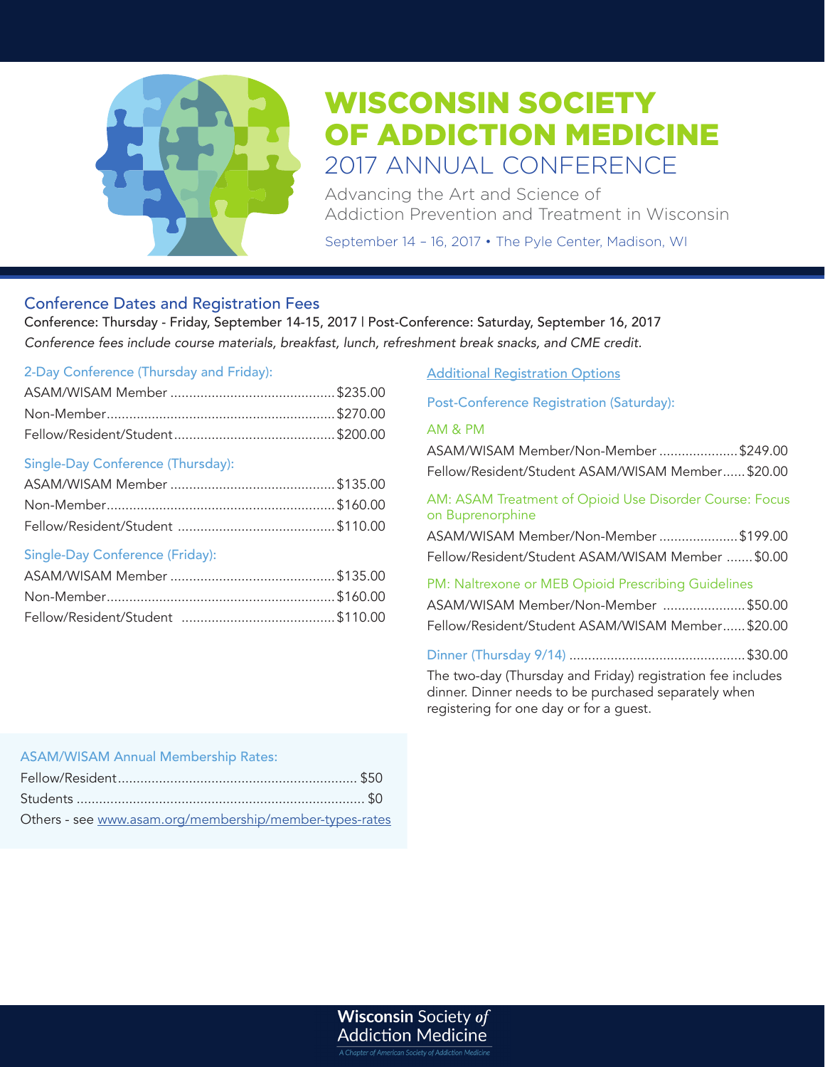# WISCONSIN SOCIETY OF ADDICTION MEDICINE

## 2017 ANNUAL CONFERENCE

Advancing the Art and Science of Addiction Prevention and Treatment in Wisconsin

September 14 – 16, 2017 • The Pyle Center, Madison, WI

## Conference Dates and Registration Fees

Conference: Thursday - Friday, September 14-15, 2017 | Post-Conference: Saturday, September 16, 2017

*Conference fees include course materials, breakfast, lunch, refreshment break snacks, and CME credit.*

### 2-Day Conference (Thursday and Friday):

| | |
|---|---|
| ASAM/WISAM Member | $235.00 |
| Non-Member | $270.00 |
| Fellow/Resident/Student | $200.00 |

### Single-Day Conference (Thursday):

| | |
|---|---|
| ASAM/WISAM Member | $135.00 |
| Non-Member | $160.00 |
| Fellow/Resident/Student | $110.00 |

### Single-Day Conference (Friday):

| | |
|---|---|
| ASAM/WISAM Member | $135.00 |
| Non-Member | $160.00 |
| Fellow/Resident/Student | $110.00 |

### Additional Registration Options

#### Post-Conference Registration (Saturday):

**AM & PM**

| | |
|---|---|
| ASAM/WISAM Member/Non-Member | $249.00 |
| Fellow/Resident/Student ASAM/WISAM Member | $20.00 |

**AM: ASAM Treatment of Opioid Use Disorder Course: Focus on Buprenorphine**

| | |
|---|---|
| ASAM/WISAM Member/Non-Member | $199.00 |
| Fellow/Resident/Student ASAM/WISAM Member | $0.00 |

**PM: Naltrexone or MEB Opioid Prescribing Guidelines**

| | |
|---|---|
| ASAM/WISAM Member/Non-Member | $50.00 |
| Fellow/Resident/Student ASAM/WISAM Member | $20.00 |

**Dinner (Thursday 9/14)** .............. $30.00

The two-day (Thursday and Friday) registration fee includes dinner. Dinner needs to be purchased separately when registering for one day or for a guest.

### ASAM/WISAM Annual Membership Rates:

| | |
|---|---|
| Fellow/Resident | $50 |
| Students | $0 |

Others - see www.asam.org/membership/member-types-rates

Wisconsin Society *of* Addiction Medicine

*A Chapter of American Society of Addiction Medicine*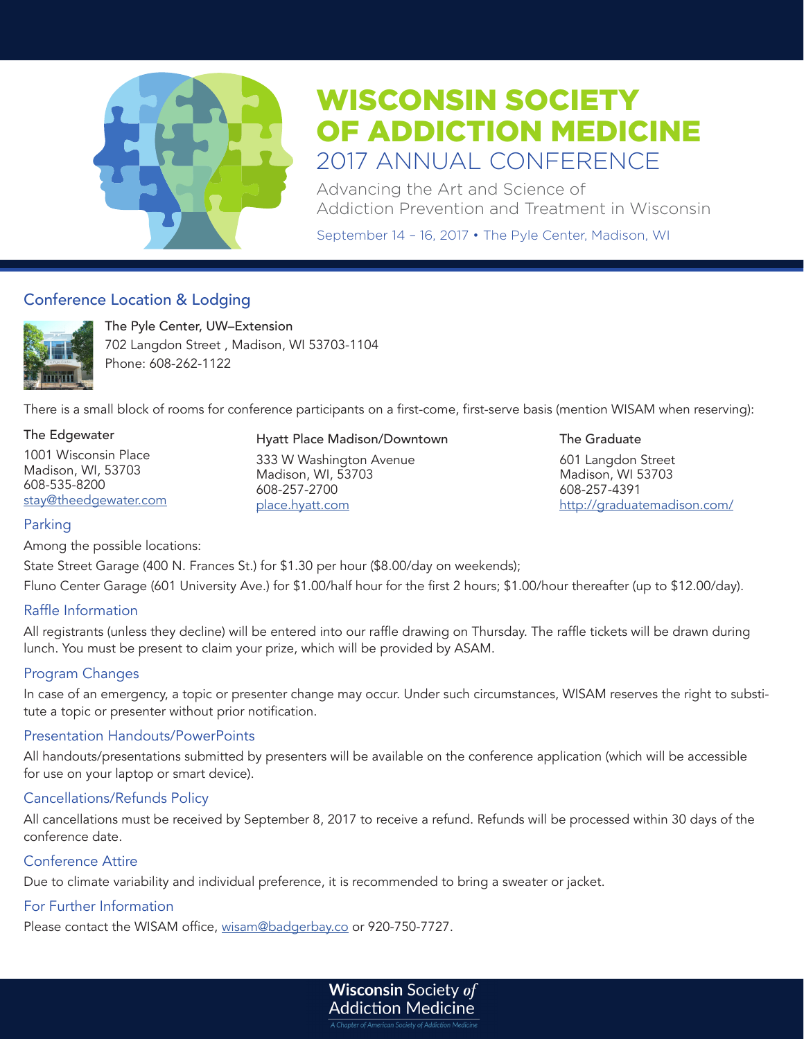# WISCONSIN SOCIETY OF ADDICTION MEDICINE

## 2017 ANNUAL CONFERENCE

Advancing the Art and Science of
Addiction Prevention and Treatment in Wisconsin

September 14 – 16, 2017 • The Pyle Center, Madison, WI

### Conference Location & Lodging

The Pyle Center, UW–Extension
702 Langdon Street , Madison, WI 53703-1104
Phone: 608-262-1122

There is a small block of rooms for conference participants on a first-come, first-serve basis (mention WISAM when reserving):

**The Edgewater**
1001 Wisconsin Place
Madison, WI, 53703
608-535-8200
stay@theedgewater.com

**Hyatt Place Madison/Downtown**
333 W Washington Avenue
Madison, WI, 53703
608-257-2700
place.hyatt.com

**The Graduate**
601 Langdon Street
Madison, WI 53703
608-257-4391
http://graduatemadison.com/

### Parking

Among the possible locations:

State Street Garage (400 N. Frances St.) for $1.30 per hour ($8.00/day on weekends);

Fluno Center Garage (601 University Ave.) for $1.00/half hour for the first 2 hours; $1.00/hour thereafter (up to $12.00/day).

### Raffle Information

All registrants (unless they decline) will be entered into our raffle drawing on Thursday. The raffle tickets will be drawn during lunch. You must be present to claim your prize, which will be provided by ASAM.

### Program Changes

In case of an emergency, a topic or presenter change may occur. Under such circumstances, WISAM reserves the right to substitute a topic or presenter without prior notification.

### Presentation Handouts/PowerPoints

All handouts/presentations submitted by presenters will be available on the conference application (which will be accessible for use on your laptop or smart device).

### Cancellations/Refunds Policy

All cancellations must be received by September 8, 2017 to receive a refund. Refunds will be processed within 30 days of the conference date.

### Conference Attire

Due to climate variability and individual preference, it is recommended to bring a sweater or jacket.

### For Further Information

Please contact the WISAM office, wisam@badgerbay.co or 920-750-7727.

**Wisconsin** Society *of*
Addiction Medicine
*A Chapter of American Society of Addiction Medicine*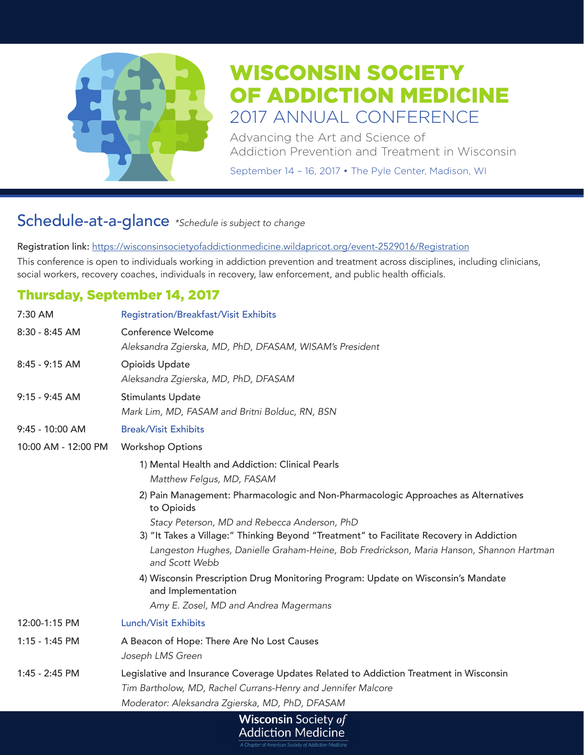# WISCONSIN SOCIETY OF ADDICTION MEDICINE
## 2017 ANNUAL CONFERENCE

Advancing the Art and Science of Addiction Prevention and Treatment in Wisconsin

September 14 – 16, 2017 • The Pyle Center, Madison, WI

## Schedule-at-a-glance *\*Schedule is subject to change*

Registration link: https://wisconsinsocietyofaddictionmedicine.wildapricot.org/event-2529016/Registration

This conference is open to individuals working in addiction prevention and treatment across disciplines, including clinicians, social workers, recovery coaches, individuals in recovery, law enforcement, and public health officials.

### Thursday, September 14, 2017

| | |
|---|---|
| 7:30 AM | Registration/Breakfast/Visit Exhibits |
| 8:30 - 8:45 AM | Conference Welcome<br>*Aleksandra Zgierska, MD, PhD, DFASAM, WISAM's President* |
| 8:45 - 9:15 AM | Opioids Update<br>*Aleksandra Zgierska, MD, PhD, DFASAM* |
| 9:15 - 9:45 AM | Stimulants Update<br>*Mark Lim, MD, FASAM and Britni Bolduc, RN, BSN* |
| 9:45 - 10:00 AM | Break/Visit Exhibits |
| 10:00 AM - 12:00 PM | Workshop Options<br>1) Mental Health and Addiction: Clinical Pearls<br>*Matthew Felgus, MD, FASAM*<br>2) Pain Management: Pharmacologic and Non-Pharmacologic Approaches as Alternatives to Opioids<br>*Stacy Peterson, MD and Rebecca Anderson, PhD*<br>3) "It Takes a Village:" Thinking Beyond "Treatment" to Facilitate Recovery in Addiction<br>*Langeston Hughes, Danielle Graham-Heine, Bob Fredrickson, Maria Hanson, Shannon Hartman and Scott Webb*<br>4) Wisconsin Prescription Drug Monitoring Program: Update on Wisconsin's Mandate and Implementation<br>*Amy E. Zosel, MD and Andrea Magermans* |
| 12:00-1:15 PM | Lunch/Visit Exhibits |
| 1:15 - 1:45 PM | A Beacon of Hope: There Are No Lost Causes<br>*Joseph LMS Green* |
| 1:45 - 2:45 PM | Legislative and Insurance Coverage Updates Related to Addiction Treatment in Wisconsin<br>*Tim Bartholow, MD, Rachel Currans-Henry and Jennifer Malcore*<br>*Moderator: Aleksandra Zgierska, MD, PhD, DFASAM* |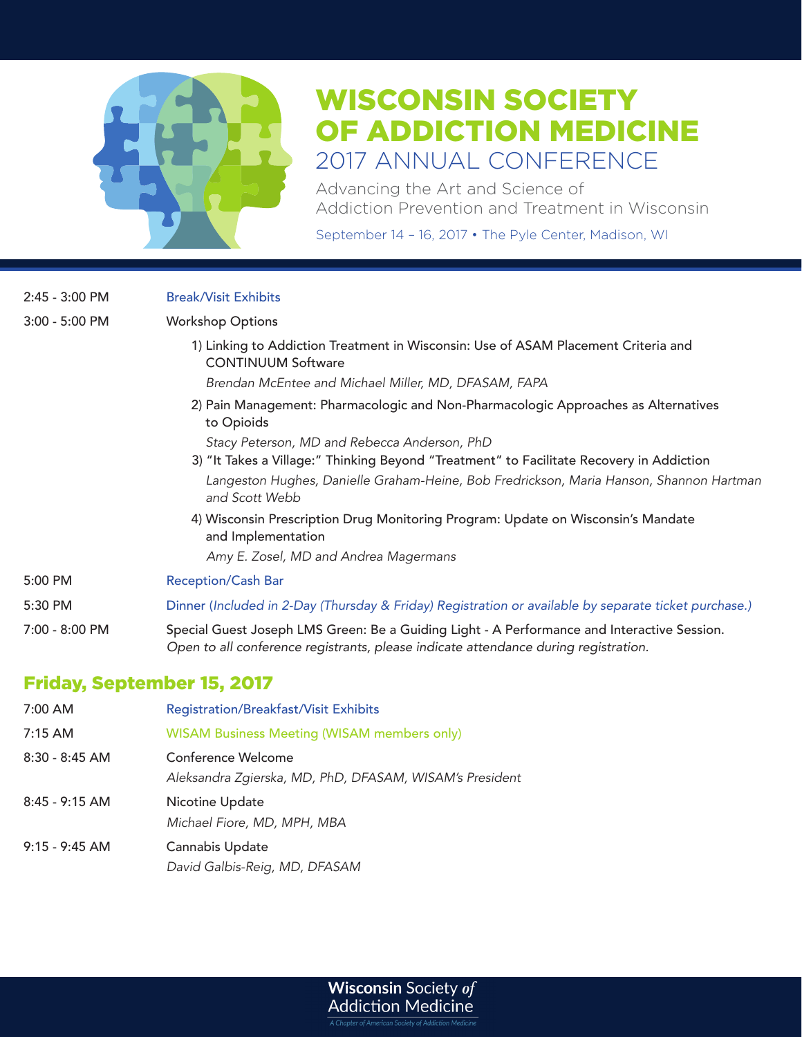# WISCONSIN SOCIETY OF ADDICTION MEDICINE

## 2017 ANNUAL CONFERENCE

Advancing the Art and Science of Addiction Prevention and Treatment in Wisconsin

September 14 – 16, 2017 • The Pyle Center, Madison, WI

| | |
|---|---|
| 2:45 - 3:00 PM | Break/Visit Exhibits |
| 3:00 - 5:00 PM | Workshop Options |

1) Linking to Addiction Treatment in Wisconsin: Use of ASAM Placement Criteria and CONTINUUM Software
   *Brendan McEntee and Michael Miller, MD, DFASAM, FAPA*
2) Pain Management: Pharmacologic and Non-Pharmacologic Approaches as Alternatives to Opioids
   *Stacy Peterson, MD and Rebecca Anderson, PhD*
3) "It Takes a Village:" Thinking Beyond "Treatment" to Facilitate Recovery in Addiction
   *Langeston Hughes, Danielle Graham-Heine, Bob Fredrickson, Maria Hanson, Shannon Hartman and Scott Webb*
4) Wisconsin Prescription Drug Monitoring Program: Update on Wisconsin's Mandate and Implementation
   *Amy E. Zosel, MD and Andrea Magermans*

| | |
|---|---|
| 5:00 PM | Reception/Cash Bar |
| 5:30 PM | Dinner (*Included in 2-Day (Thursday & Friday) Registration or available by separate ticket purchase.*) |
| 7:00 - 8:00 PM | Special Guest Joseph LMS Green: Be a Guiding Light - A Performance and Interactive Session. *Open to all conference registrants, please indicate attendance during registration.* |

## Friday, September 15, 2017

| | |
|---|---|
| 7:00 AM | Registration/Breakfast/Visit Exhibits |
| 7:15 AM | WISAM Business Meeting (WISAM members only) |
| 8:30 - 8:45 AM | Conference Welcome<br>*Aleksandra Zgierska, MD, PhD, DFASAM, WISAM's President* |
| 8:45 - 9:15 AM | Nicotine Update<br>*Michael Fiore, MD, MPH, MBA* |
| 9:15 - 9:45 AM | Cannabis Update<br>*David Galbis-Reig, MD, DFASAM* |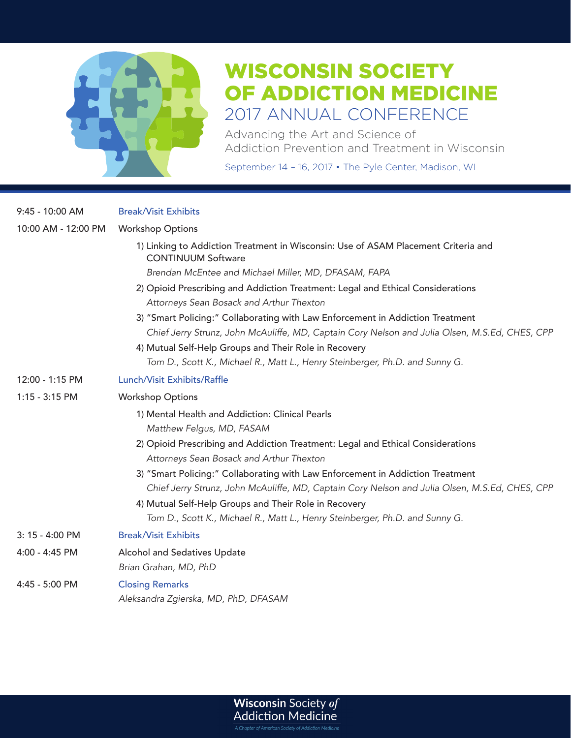# WISCONSIN SOCIETY OF ADDICTION MEDICINE

## 2017 ANNUAL CONFERENCE

Advancing the Art and Science of Addiction Prevention and Treatment in Wisconsin

September 14 – 16, 2017 • The Pyle Center, Madison, WI

| | |
|---|---|
| 9:45 - 10:00 AM | Break/Visit Exhibits |
| 10:00 AM - 12:00 PM | Workshop Options<br>1) Linking to Addiction Treatment in Wisconsin: Use of ASAM Placement Criteria and CONTINUUM Software<br>*Brendan McEntee and Michael Miller, MD, DFASAM, FAPA*<br>2) Opioid Prescribing and Addiction Treatment: Legal and Ethical Considerations<br>*Attorneys Sean Bosack and Arthur Thexton*<br>3) "Smart Policing:" Collaborating with Law Enforcement in Addiction Treatment<br>*Chief Jerry Strunz, John McAuliffe, MD, Captain Cory Nelson and Julia Olsen, M.S.Ed, CHES, CPP*<br>4) Mutual Self-Help Groups and Their Role in Recovery<br>*Tom D., Scott K., Michael R., Matt L., Henry Steinberger, Ph.D. and Sunny G.* |
| 12:00 - 1:15 PM | Lunch/Visit Exhibits/Raffle |
| 1:15 - 3:15 PM | Workshop Options<br>1) Mental Health and Addiction: Clinical Pearls<br>*Matthew Felgus, MD, FASAM*<br>2) Opioid Prescribing and Addiction Treatment: Legal and Ethical Considerations<br>*Attorneys Sean Bosack and Arthur Thexton*<br>3) "Smart Policing:" Collaborating with Law Enforcement in Addiction Treatment<br>*Chief Jerry Strunz, John McAuliffe, MD, Captain Cory Nelson and Julia Olsen, M.S.Ed, CHES, CPP*<br>4) Mutual Self-Help Groups and Their Role in Recovery<br>*Tom D., Scott K., Michael R., Matt L., Henry Steinberger, Ph.D. and Sunny G.* |
| 3: 15 - 4:00 PM | Break/Visit Exhibits |
| 4:00 - 4:45 PM | Alcohol and Sedatives Update<br>*Brian Grahan, MD, PhD* |
| 4:45 - 5:00 PM | Closing Remarks<br>*Aleksandra Zgierska, MD, PhD, DFASAM* |

Wisconsin Society *of* Addiction Medicine

*A Chapter of American Society of Addiction Medicine*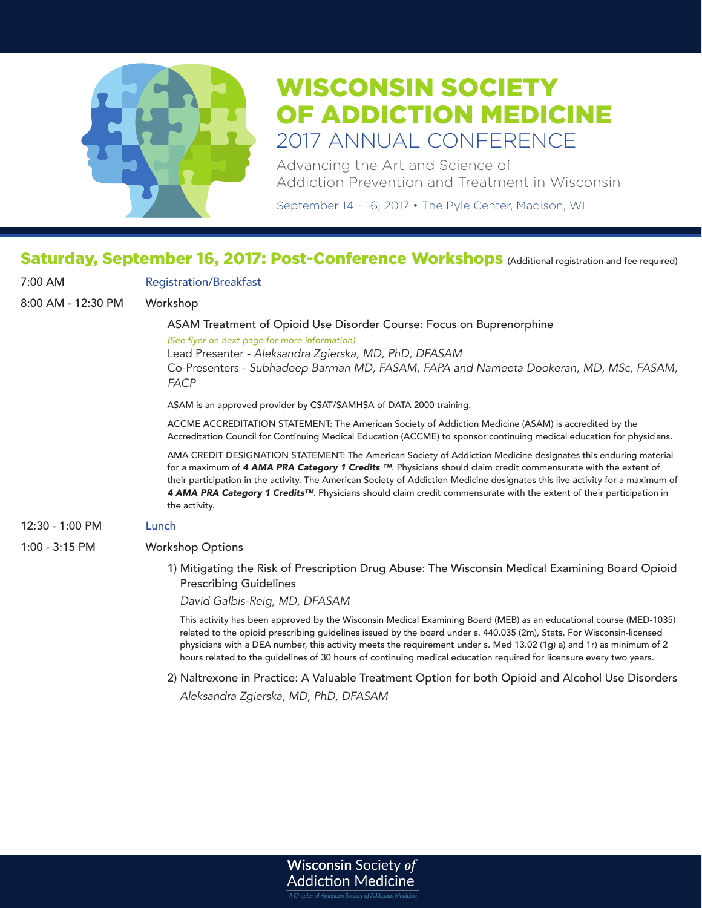# WISCONSIN SOCIETY OF ADDICTION MEDICINE

## 2017 ANNUAL CONFERENCE

Advancing the Art and Science of Addiction Prevention and Treatment in Wisconsin

September 14 – 16, 2017 • The Pyle Center, Madison, WI

## Saturday, September 16, 2017: Post-Conference Workshops (Additional registration and fee required)

7:00 AM — Registration/Breakfast

8:00 AM - 12:30 PM — Workshop

ASAM Treatment of Opioid Use Disorder Course: Focus on Buprenorphine

*(See flyer on next page for more information)*

Lead Presenter - *Aleksandra Zgierska, MD, PhD, DFASAM*

Co-Presenters - *Subhadeep Barman MD, FASAM, FAPA and Nameeta Dookeran, MD, MSc, FASAM, FACP*

ASAM is an approved provider by CSAT/SAMHSA of DATA 2000 training.

ACCME ACCREDITATION STATEMENT: The American Society of Addiction Medicine (ASAM) is accredited by the Accreditation Council for Continuing Medical Education (ACCME) to sponsor continuing medical education for physicians.

AMA CREDIT DESIGNATION STATEMENT: The American Society of Addiction Medicine designates this enduring material for a maximum of ***4 AMA PRA Category 1 Credits ™***. Physicians should claim credit commensurate with the extent of their participation in the activity. The American Society of Addiction Medicine designates this live activity for a maximum of ***4 AMA PRA Category 1 Credits™***. Physicians should claim credit commensurate with the extent of their participation in the activity.

12:30 - 1:00 PM — Lunch

1:00 - 3:15 PM — Workshop Options

1) Mitigating the Risk of Prescription Drug Abuse: The Wisconsin Medical Examining Board Opioid Prescribing Guidelines

*David Galbis-Reig, MD, DFASAM*

This activity has been approved by the Wisconsin Medical Examining Board (MEB) as an educational course (MED-1035) related to the opioid prescribing guidelines issued by the board under s. 440.035 (2m), Stats. For Wisconsin-licensed physicians with a DEA number, this activity meets the requirement under s. Med 13.02 (1g) a) and 1r) as minimum of 2 hours related to the guidelines of 30 hours of continuing medical education required for licensure every two years.

2) Naltrexone in Practice: A Valuable Treatment Option for both Opioid and Alcohol Use Disorders

*Aleksandra Zgierska, MD, PhD, DFASAM*

**Wisconsin** Society *of* Addiction Medicine

*A Chapter of American Society of Addiction Medicine*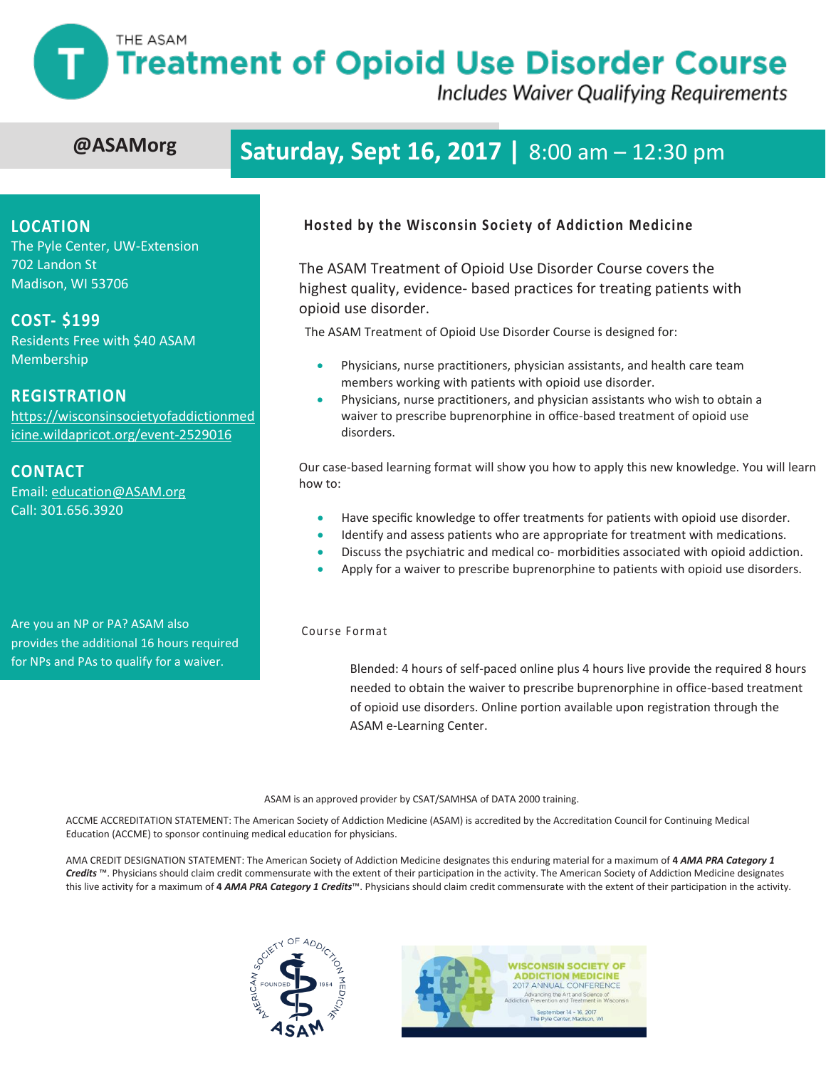THE ASAM

# Treatment of Opioid Use Disorder Course

*Includes Waiver Qualifying Requirements*

**@ASAMorg**

**Saturday, Sept 16, 2017 |** 8:00 am – 12:30 pm

## LOCATION

The Pyle Center, UW-Extension
702 Landon St
Madison, WI 53706

## COST- $199

Residents Free with $40 ASAM Membership

## REGISTRATION

https://wisconsinsocietyofaddictionmedicine.wildapricot.org/event-2529016

## CONTACT

Email: education@ASAM.org
Call: 301.656.3920

Are you an NP or PA? ASAM also provides the additional 16 hours required for NPs and PAs to qualify for a waiver.

**Hosted by the Wisconsin Society of Addiction Medicine**

The ASAM Treatment of Opioid Use Disorder Course covers the highest quality, evidence- based practices for treating patients with opioid use disorder.

The ASAM Treatment of Opioid Use Disorder Course is designed for:

- Physicians, nurse practitioners, physician assistants, and health care team members working with patients with opioid use disorder.
- Physicians, nurse practitioners, and physician assistants who wish to obtain a waiver to prescribe buprenorphine in office-based treatment of opioid use disorders.

Our case-based learning format will show you how to apply this new knowledge. You will learn how to:

- Have specific knowledge to offer treatments for patients with opioid use disorder.
- Identify and assess patients who are appropriate for treatment with medications.
- Discuss the psychiatric and medical co- morbidities associated with opioid addiction.
- Apply for a waiver to prescribe buprenorphine to patients with opioid use disorders.

Course Format

Blended: 4 hours of self-paced online plus 4 hours live provide the required 8 hours needed to obtain the waiver to prescribe buprenorphine in office-based treatment of opioid use disorders. Online portion available upon registration through the ASAM e-Learning Center.

ASAM is an approved provider by CSAT/SAMHSA of DATA 2000 training.

ACCME ACCREDITATION STATEMENT: The American Society of Addiction Medicine (ASAM) is accredited by the Accreditation Council for Continuing Medical Education (ACCME) to sponsor continuing medical education for physicians.

AMA CREDIT DESIGNATION STATEMENT: The American Society of Addiction Medicine designates this enduring material for a maximum of **4 *AMA PRA Category 1 Credits*** ™. Physicians should claim credit commensurate with the extent of their participation in the activity. The American Society of Addiction Medicine designates this live activity for a maximum of **4 *AMA PRA Category 1 Credits***™. Physicians should claim credit commensurate with the extent of their participation in the activity.

AMERICAN SOCIETY OF ADDICTION MEDICINE FOUNDED 1954 ASAM

WISCONSIN SOCIETY OF ADDICTION MEDICINE
2017 ANNUAL CONFERENCE
Advancing the Art and Science of Addiction Prevention and Treatment in Wisconsin
September 14 - 16, 2017
The Pyle Center, Madison, WI